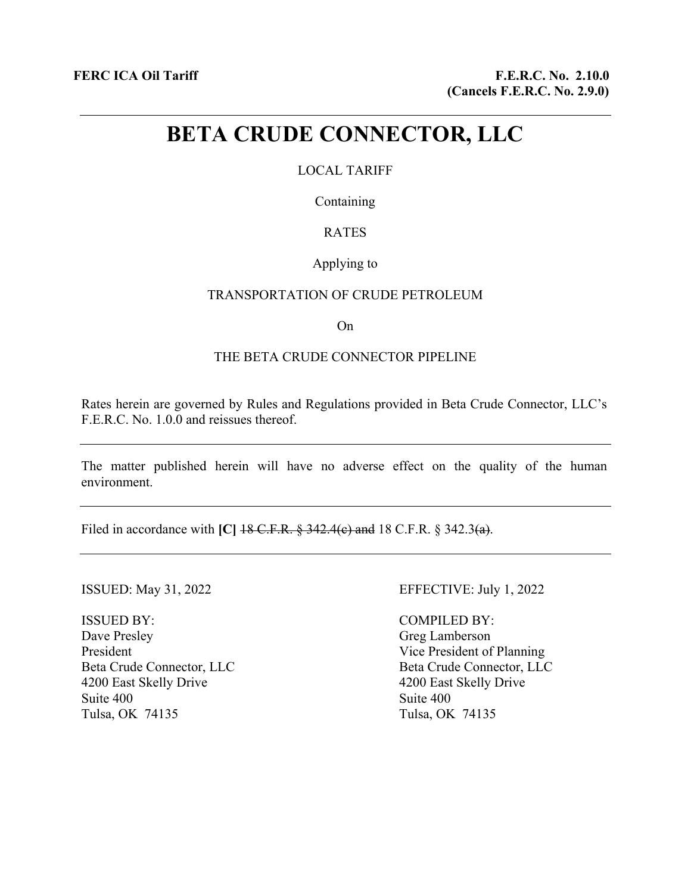**FERC ICA Oil Tariff**

**F.E.R.C. No. 2.10.0**
**(Cancels F.E.R.C. No. 2.9.0)**

---

# BETA CRUDE CONNECTOR, LLC

LOCAL TARIFF

Containing

RATES

Applying to

TRANSPORTATION OF CRUDE PETROLEUM

On

THE BETA CRUDE CONNECTOR PIPELINE

Rates herein are governed by Rules and Regulations provided in Beta Crude Connector, LLC's F.E.R.C. No. 1.0.0 and reissues thereof.

---

The matter published herein will have no adverse effect on the quality of the human environment.

---

Filed in accordance with **[C]** ~~18 C.F.R. § 342.4(c) and~~ 18 C.F.R. § 342.3~~(a)~~.

---

ISSUED: May 31, 2022

EFFECTIVE: July 1, 2022

ISSUED BY:
Dave Presley
President
Beta Crude Connector, LLC
4200 East Skelly Drive
Suite 400
Tulsa, OK 74135

COMPILED BY:
Greg Lamberson
Vice President of Planning
Beta Crude Connector, LLC
4200 East Skelly Drive
Suite 400
Tulsa, OK 74135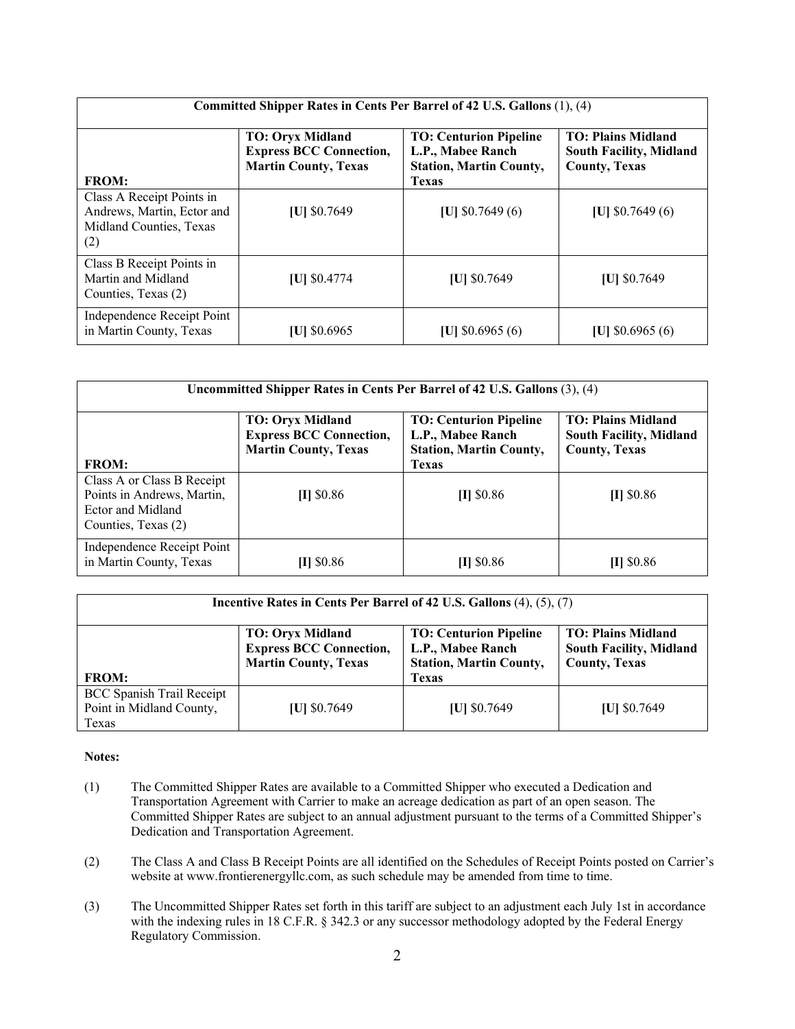| Committed Shipper Rates in Cents Per Barrel of 42 U.S. Gallons (1), (4) | | | |
|---|---|---|---|
| **FROM:** | **TO: Oryx Midland Express BCC Connection, Martin County, Texas** | **TO: Centurion Pipeline L.P., Mabee Ranch Station, Martin County, Texas** | **TO: Plains Midland South Facility, Midland County, Texas** |
| Class A Receipt Points in Andrews, Martin, Ector and Midland Counties, Texas (2) | **[U]** $0.7649 | **[U]** $0.7649 (6) | **[U]** $0.7649 (6) |
| Class B Receipt Points in Martin and Midland Counties, Texas (2) | **[U]** $0.4774 | **[U]** $0.7649 | **[U]** $0.7649 |
| Independence Receipt Point in Martin County, Texas | **[U]** $0.6965 | **[U]** $0.6965 (6) | **[U]** $0.6965 (6) |

| Uncommitted Shipper Rates in Cents Per Barrel of 42 U.S. Gallons (3), (4) | | | |
|---|---|---|---|
| **FROM:** | **TO: Oryx Midland Express BCC Connection, Martin County, Texas** | **TO: Centurion Pipeline L.P., Mabee Ranch Station, Martin County, Texas** | **TO: Plains Midland South Facility, Midland County, Texas** |
| Class A or Class B Receipt Points in Andrews, Martin, Ector and Midland Counties, Texas (2) | **[I]** $0.86 | **[I]** $0.86 | **[I]** $0.86 |
| Independence Receipt Point in Martin County, Texas | **[I]** $0.86 | **[I]** $0.86 | **[I]** $0.86 |

| Incentive Rates in Cents Per Barrel of 42 U.S. Gallons (4), (5), (7) | | | |
|---|---|---|---|
| **FROM:** | **TO: Oryx Midland Express BCC Connection, Martin County, Texas** | **TO: Centurion Pipeline L.P., Mabee Ranch Station, Martin County, Texas** | **TO: Plains Midland South Facility, Midland County, Texas** |
| BCC Spanish Trail Receipt Point in Midland County, Texas | **[U]** $0.7649 | **[U]** $0.7649 | **[U]** $0.7649 |

**Notes:**

(1) The Committed Shipper Rates are available to a Committed Shipper who executed a Dedication and Transportation Agreement with Carrier to make an acreage dedication as part of an open season. The Committed Shipper Rates are subject to an annual adjustment pursuant to the terms of a Committed Shipper's Dedication and Transportation Agreement.

(2) The Class A and Class B Receipt Points are all identified on the Schedules of Receipt Points posted on Carrier's website at www.frontierenergyllc.com, as such schedule may be amended from time to time.

(3) The Uncommitted Shipper Rates set forth in this tariff are subject to an adjustment each July 1st in accordance with the indexing rules in 18 C.F.R. § 342.3 or any successor methodology adopted by the Federal Energy Regulatory Commission.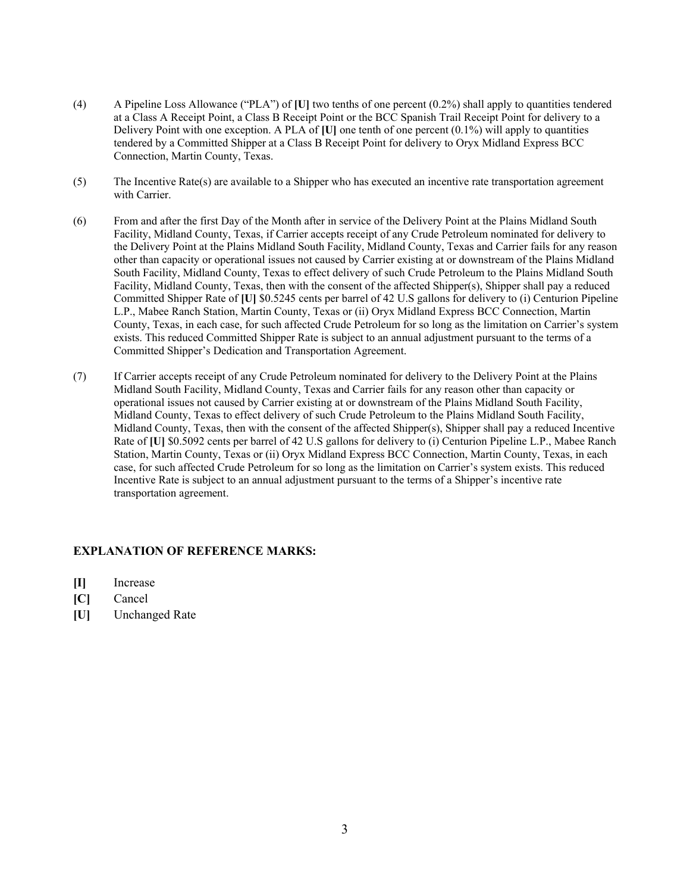(4) A Pipeline Loss Allowance ("PLA") of **[U]** two tenths of one percent (0.2%) shall apply to quantities tendered at a Class A Receipt Point, a Class B Receipt Point or the BCC Spanish Trail Receipt Point for delivery to a Delivery Point with one exception. A PLA of **[U]** one tenth of one percent (0.1%) will apply to quantities tendered by a Committed Shipper at a Class B Receipt Point for delivery to Oryx Midland Express BCC Connection, Martin County, Texas.

(5) The Incentive Rate(s) are available to a Shipper who has executed an incentive rate transportation agreement with Carrier.

(6) From and after the first Day of the Month after in service of the Delivery Point at the Plains Midland South Facility, Midland County, Texas, if Carrier accepts receipt of any Crude Petroleum nominated for delivery to the Delivery Point at the Plains Midland South Facility, Midland County, Texas and Carrier fails for any reason other than capacity or operational issues not caused by Carrier existing at or downstream of the Plains Midland South Facility, Midland County, Texas to effect delivery of such Crude Petroleum to the Plains Midland South Facility, Midland County, Texas, then with the consent of the affected Shipper(s), Shipper shall pay a reduced Committed Shipper Rate of **[U]** $0.5245 cents per barrel of 42 U.S gallons for delivery to (i) Centurion Pipeline L.P., Mabee Ranch Station, Martin County, Texas or (ii) Oryx Midland Express BCC Connection, Martin County, Texas, in each case, for such affected Crude Petroleum for so long as the limitation on Carrier's system exists. This reduced Committed Shipper Rate is subject to an annual adjustment pursuant to the terms of a Committed Shipper's Dedication and Transportation Agreement.

(7) If Carrier accepts receipt of any Crude Petroleum nominated for delivery to the Delivery Point at the Plains Midland South Facility, Midland County, Texas and Carrier fails for any reason other than capacity or operational issues not caused by Carrier existing at or downstream of the Plains Midland South Facility, Midland County, Texas to effect delivery of such Crude Petroleum to the Plains Midland South Facility, Midland County, Texas, then with the consent of the affected Shipper(s), Shipper shall pay a reduced Incentive Rate of **[U]** $0.5092 cents per barrel of 42 U.S gallons for delivery to (i) Centurion Pipeline L.P., Mabee Ranch Station, Martin County, Texas or (ii) Oryx Midland Express BCC Connection, Martin County, Texas, in each case, for such affected Crude Petroleum for so long as the limitation on Carrier's system exists. This reduced Incentive Rate is subject to an annual adjustment pursuant to the terms of a Shipper's incentive rate transportation agreement.

## EXPLANATION OF REFERENCE MARKS:

**[I]** Increase
**[C]** Cancel
**[U]** Unchanged Rate